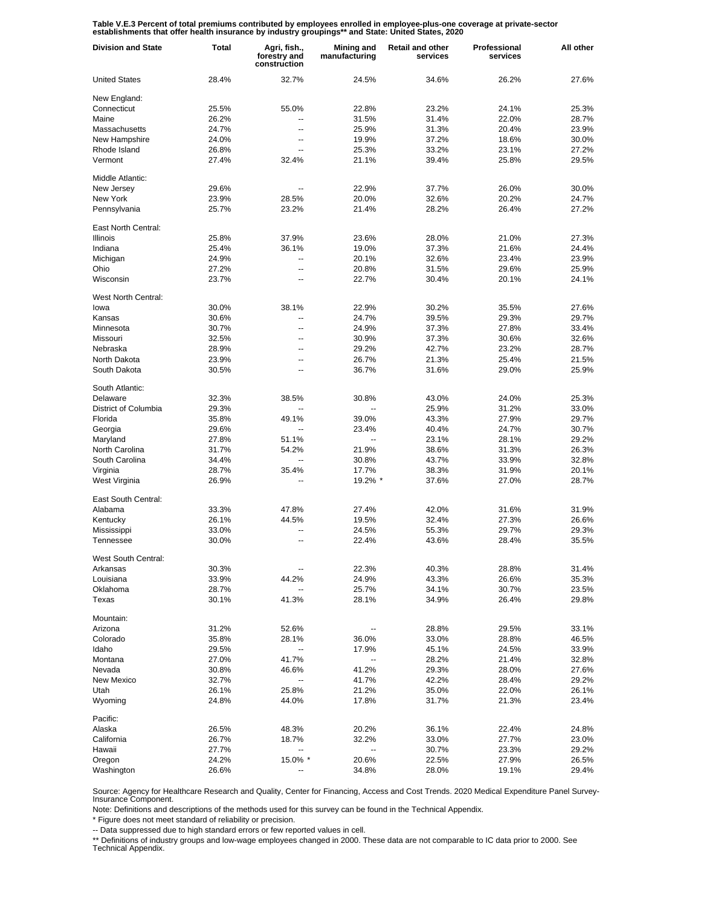**Table V.E.3 Percent of total premiums contributed by employees enrolled in employee-plus-one coverage at private-sector establishments that offer health insurance by industry groupings** and State: United States, 2020**

| Division and State | Total | Agri, fish., forestry and construction | Mining and manufacturing | Retail and other services | Professional services | All other |
|---|---|---|---|---|---|---|
| United States | 28.4% | 32.7% | 24.5% | 34.6% | 26.2% | 27.6% |
| New England: | | | | | | |
| Connecticut | 25.5% | 55.0% | 22.8% | 23.2% | 24.1% | 25.3% |
| Maine | 26.2% | -- | 31.5% | 31.4% | 22.0% | 28.7% |
| Massachusetts | 24.7% | -- | 25.9% | 31.3% | 20.4% | 23.9% |
| New Hampshire | 24.0% | -- | 19.9% | 37.2% | 18.6% | 30.0% |
| Rhode Island | 26.8% | -- | 25.3% | 33.2% | 23.1% | 27.2% |
| Vermont | 27.4% | 32.4% | 21.1% | 39.4% | 25.8% | 29.5% |
| Middle Atlantic: | | | | | | |
| New Jersey | 29.6% | -- | 22.9% | 37.7% | 26.0% | 30.0% |
| New York | 23.9% | 28.5% | 20.0% | 32.6% | 20.2% | 24.7% |
| Pennsylvania | 25.7% | 23.2% | 21.4% | 28.2% | 26.4% | 27.2% |
| East North Central: | | | | | | |
| Illinois | 25.8% | 37.9% | 23.6% | 28.0% | 21.0% | 27.3% |
| Indiana | 25.4% | 36.1% | 19.0% | 37.3% | 21.6% | 24.4% |
| Michigan | 24.9% | -- | 20.1% | 32.6% | 23.4% | 23.9% |
| Ohio | 27.2% | -- | 20.8% | 31.5% | 29.6% | 25.9% |
| Wisconsin | 23.7% | -- | 22.7% | 30.4% | 20.1% | 24.1% |
| West North Central: | | | | | | |
| Iowa | 30.0% | 38.1% | 22.9% | 30.2% | 35.5% | 27.6% |
| Kansas | 30.6% | -- | 24.7% | 39.5% | 29.3% | 29.7% |
| Minnesota | 30.7% | -- | 24.9% | 37.3% | 27.8% | 33.4% |
| Missouri | 32.5% | -- | 30.9% | 37.3% | 30.6% | 32.6% |
| Nebraska | 28.9% | -- | 29.2% | 42.7% | 23.2% | 28.7% |
| North Dakota | 23.9% | -- | 26.7% | 21.3% | 25.4% | 21.5% |
| South Dakota | 30.5% | -- | 36.7% | 31.6% | 29.0% | 25.9% |
| South Atlantic: | | | | | | |
| Delaware | 32.3% | 38.5% | 30.8% | 43.0% | 24.0% | 25.3% |
| District of Columbia | 29.3% | -- | -- | 25.9% | 31.2% | 33.0% |
| Florida | 35.8% | 49.1% | 39.0% | 43.3% | 27.9% | 29.7% |
| Georgia | 29.6% | -- | 23.4% | 40.4% | 24.7% | 30.7% |
| Maryland | 27.8% | 51.1% | -- | 23.1% | 28.1% | 29.2% |
| North Carolina | 31.7% | 54.2% | 21.9% | 38.6% | 31.3% | 26.3% |
| South Carolina | 34.4% | -- | 30.8% | 43.7% | 33.9% | 32.8% |
| Virginia | 28.7% | 35.4% | 17.7% | 38.3% | 31.9% | 20.1% |
| West Virginia | 26.9% | -- | 19.2% * | 37.6% | 27.0% | 28.7% |
| East South Central: | | | | | | |
| Alabama | 33.3% | 47.8% | 27.4% | 42.0% | 31.6% | 31.9% |
| Kentucky | 26.1% | 44.5% | 19.5% | 32.4% | 27.3% | 26.6% |
| Mississippi | 33.0% | -- | 24.5% | 55.3% | 29.7% | 29.3% |
| Tennessee | 30.0% | -- | 22.4% | 43.6% | 28.4% | 35.5% |
| West South Central: | | | | | | |
| Arkansas | 30.3% | -- | 22.3% | 40.3% | 28.8% | 31.4% |
| Louisiana | 33.9% | 44.2% | 24.9% | 43.3% | 26.6% | 35.3% |
| Oklahoma | 28.7% | -- | 25.7% | 34.1% | 30.7% | 23.5% |
| Texas | 30.1% | 41.3% | 28.1% | 34.9% | 26.4% | 29.8% |
| Mountain: | | | | | | |
| Arizona | 31.2% | 52.6% | -- | 28.8% | 29.5% | 33.1% |
| Colorado | 35.8% | 28.1% | 36.0% | 33.0% | 28.8% | 46.5% |
| Idaho | 29.5% | -- | 17.9% | 45.1% | 24.5% | 33.9% |
| Montana | 27.0% | 41.7% | -- | 28.2% | 21.4% | 32.8% |
| Nevada | 30.8% | 46.6% | 41.2% | 29.3% | 28.0% | 27.6% |
| New Mexico | 32.7% | -- | 41.7% | 42.2% | 28.4% | 29.2% |
| Utah | 26.1% | 25.8% | 21.2% | 35.0% | 22.0% | 26.1% |
| Wyoming | 24.8% | 44.0% | 17.8% | 31.7% | 21.3% | 23.4% |
| Pacific: | | | | | | |
| Alaska | 26.5% | 48.3% | 20.2% | 36.1% | 22.4% | 24.8% |
| California | 26.7% | 18.7% | 32.2% | 33.0% | 27.7% | 23.0% |
| Hawaii | 27.7% | -- | -- | 30.7% | 23.3% | 29.2% |
| Oregon | 24.2% | 15.0% * | 20.6% | 22.5% | 27.9% | 26.5% |
| Washington | 26.6% | -- | 34.8% | 28.0% | 19.1% | 29.4% |

Source: Agency for Healthcare Research and Quality, Center for Financing, Access and Cost Trends. 2020 Medical Expenditure Panel Survey-Insurance Component.

Note: Definitions and descriptions of the methods used for this survey can be found in the Technical Appendix.

* Figure does not meet standard of reliability or precision.

-- Data suppressed due to high standard errors or few reported values in cell.

** Definitions of industry groups and low-wage employees changed in 2000. These data are not comparable to IC data prior to 2000. See Technical Appendix.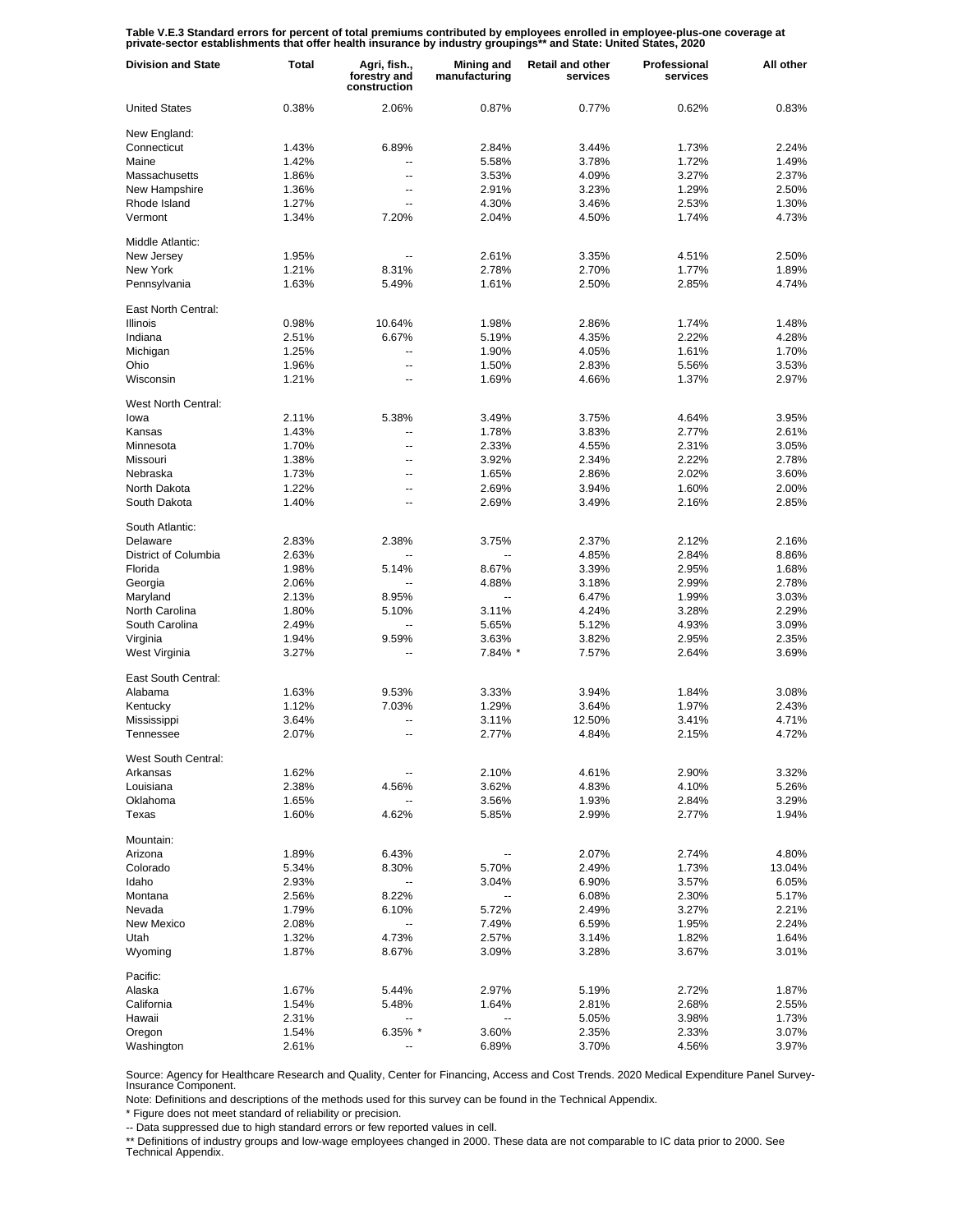**Table V.E.3 Standard errors for percent of total premiums contributed by employees enrolled in employee-plus-one coverage at private-sector establishments that offer health insurance by industry groupings** and State: United States, 2020**

| Division and State | Total | Agri, fish., forestry and construction | Mining and manufacturing | Retail and other services | Professional services | All other |
|---|---|---|---|---|---|---|
| United States | 0.38% | 2.06% | 0.87% | 0.77% | 0.62% | 0.83% |
| New England: | | | | | | |
| Connecticut | 1.43% | 6.89% | 2.84% | 3.44% | 1.73% | 2.24% |
| Maine | 1.42% | -- | 5.58% | 3.78% | 1.72% | 1.49% |
| Massachusetts | 1.86% | -- | 3.53% | 4.09% | 3.27% | 2.37% |
| New Hampshire | 1.36% | -- | 2.91% | 3.23% | 1.29% | 2.50% |
| Rhode Island | 1.27% | -- | 4.30% | 3.46% | 2.53% | 1.30% |
| Vermont | 1.34% | 7.20% | 2.04% | 4.50% | 1.74% | 4.73% |
| Middle Atlantic: | | | | | | |
| New Jersey | 1.95% | -- | 2.61% | 3.35% | 4.51% | 2.50% |
| New York | 1.21% | 8.31% | 2.78% | 2.70% | 1.77% | 1.89% |
| Pennsylvania | 1.63% | 5.49% | 1.61% | 2.50% | 2.85% | 4.74% |
| East North Central: | | | | | | |
| Illinois | 0.98% | 10.64% | 1.98% | 2.86% | 1.74% | 1.48% |
| Indiana | 2.51% | 6.67% | 5.19% | 4.35% | 2.22% | 4.28% |
| Michigan | 1.25% | -- | 1.90% | 4.05% | 1.61% | 1.70% |
| Ohio | 1.96% | -- | 1.50% | 2.83% | 5.56% | 3.53% |
| Wisconsin | 1.21% | -- | 1.69% | 4.66% | 1.37% | 2.97% |
| West North Central: | | | | | | |
| Iowa | 2.11% | 5.38% | 3.49% | 3.75% | 4.64% | 3.95% |
| Kansas | 1.43% | -- | 1.78% | 3.83% | 2.77% | 2.61% |
| Minnesota | 1.70% | -- | 2.33% | 4.55% | 2.31% | 3.05% |
| Missouri | 1.38% | -- | 3.92% | 2.34% | 2.22% | 2.78% |
| Nebraska | 1.73% | -- | 1.65% | 2.86% | 2.02% | 3.60% |
| North Dakota | 1.22% | -- | 2.69% | 3.94% | 1.60% | 2.00% |
| South Dakota | 1.40% | -- | 2.69% | 3.49% | 2.16% | 2.85% |
| South Atlantic: | | | | | | |
| Delaware | 2.83% | 2.38% | 3.75% | 2.37% | 2.12% | 2.16% |
| District of Columbia | 2.63% | -- | -- | 4.85% | 2.84% | 8.86% |
| Florida | 1.98% | 5.14% | 8.67% | 3.39% | 2.95% | 1.68% |
| Georgia | 2.06% | -- | 4.88% | 3.18% | 2.99% | 2.78% |
| Maryland | 2.13% | 8.95% | -- | 6.47% | 1.99% | 3.03% |
| North Carolina | 1.80% | 5.10% | 3.11% | 4.24% | 3.28% | 2.29% |
| South Carolina | 2.49% | -- | 5.65% | 5.12% | 4.93% | 3.09% |
| Virginia | 1.94% | 9.59% | 3.63% | 3.82% | 2.95% | 2.35% |
| West Virginia | 3.27% | -- | 7.84% * | 7.57% | 2.64% | 3.69% |
| East South Central: | | | | | | |
| Alabama | 1.63% | 9.53% | 3.33% | 3.94% | 1.84% | 3.08% |
| Kentucky | 1.12% | 7.03% | 1.29% | 3.64% | 1.97% | 2.43% |
| Mississippi | 3.64% | -- | 3.11% | 12.50% | 3.41% | 4.71% |
| Tennessee | 2.07% | -- | 2.77% | 4.84% | 2.15% | 4.72% |
| West South Central: | | | | | | |
| Arkansas | 1.62% | -- | 2.10% | 4.61% | 2.90% | 3.32% |
| Louisiana | 2.38% | 4.56% | 3.62% | 4.83% | 4.10% | 5.26% |
| Oklahoma | 1.65% | -- | 3.56% | 1.93% | 2.84% | 3.29% |
| Texas | 1.60% | 4.62% | 5.85% | 2.99% | 2.77% | 1.94% |
| Mountain: | | | | | | |
| Arizona | 1.89% | 6.43% | -- | 2.07% | 2.74% | 4.80% |
| Colorado | 5.34% | 8.30% | 5.70% | 2.49% | 1.73% | 13.04% |
| Idaho | 2.93% | -- | 3.04% | 6.90% | 3.57% | 6.05% |
| Montana | 2.56% | 8.22% | -- | 6.08% | 2.30% | 5.17% |
| Nevada | 1.79% | 6.10% | 5.72% | 2.49% | 3.27% | 2.21% |
| New Mexico | 2.08% | -- | 7.49% | 6.59% | 1.95% | 2.24% |
| Utah | 1.32% | 4.73% | 2.57% | 3.14% | 1.82% | 1.64% |
| Wyoming | 1.87% | 8.67% | 3.09% | 3.28% | 3.67% | 3.01% |
| Pacific: | | | | | | |
| Alaska | 1.67% | 5.44% | 2.97% | 5.19% | 2.72% | 1.87% |
| California | 1.54% | 5.48% | 1.64% | 2.81% | 2.68% | 2.55% |
| Hawaii | 2.31% | -- | -- | 5.05% | 3.98% | 1.73% |
| Oregon | 1.54% | 6.35% * | 3.60% | 2.35% | 2.33% | 3.07% |
| Washington | 2.61% | -- | 6.89% | 3.70% | 4.56% | 3.97% |

Source: Agency for Healthcare Research and Quality, Center for Financing, Access and Cost Trends. 2020 Medical Expenditure Panel Survey-Insurance Component.

Note: Definitions and descriptions of the methods used for this survey can be found in the Technical Appendix.

* Figure does not meet standard of reliability or precision.

-- Data suppressed due to high standard errors or few reported values in cell.

** Definitions of industry groups and low-wage employees changed in 2000. These data are not comparable to IC data prior to 2000. See Technical Appendix.